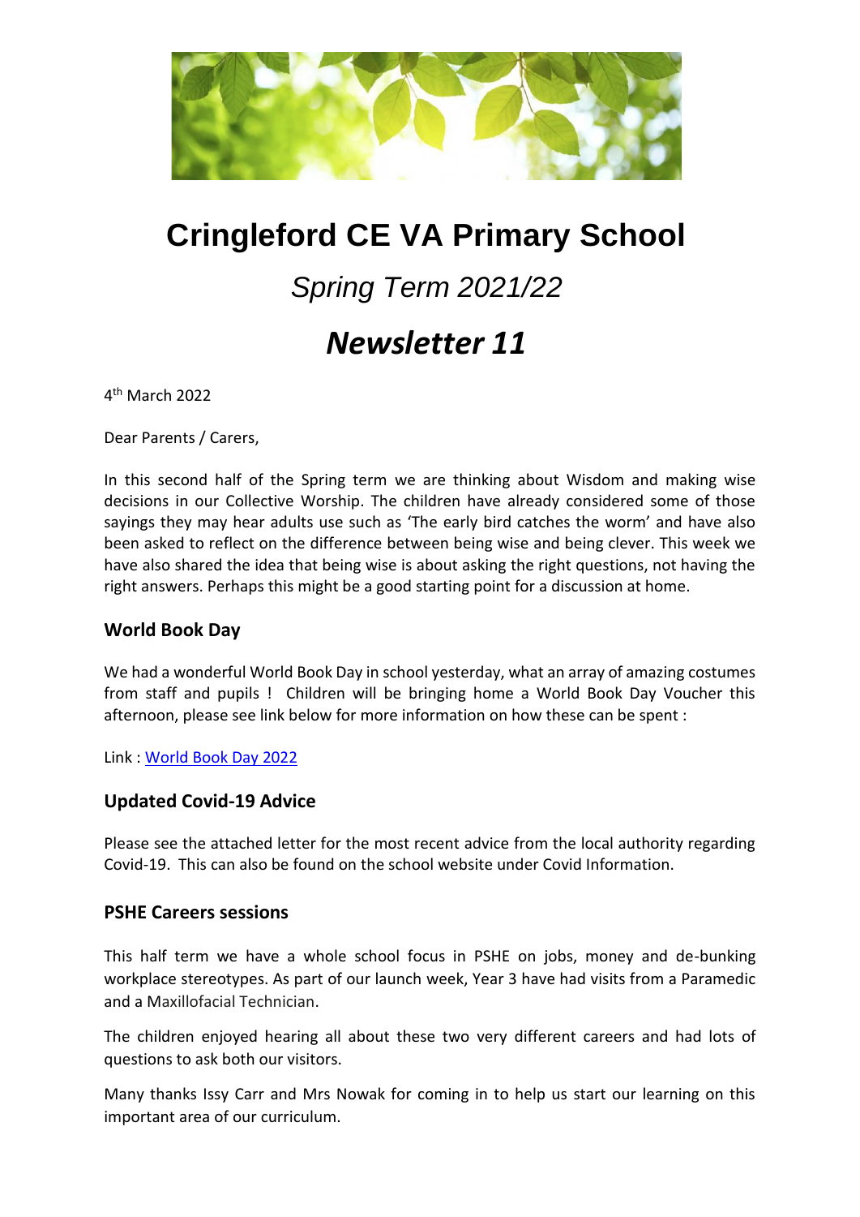# Cringleford CE VA Primary School

## *Spring Term 2021/22*

# ***Newsletter 11***

4th March 2022

Dear Parents / Carers,

In this second half of the Spring term we are thinking about Wisdom and making wise decisions in our Collective Worship. The children have already considered some of those sayings they may hear adults use such as 'The early bird catches the worm' and have also been asked to reflect on the difference between being wise and being clever. This week we have also shared the idea that being wise is about asking the right questions, not having the right answers. Perhaps this might be a good starting point for a discussion at home.

### World Book Day

We had a wonderful World Book Day in school yesterday, what an array of amazing costumes from staff and pupils ! Children will be bringing home a World Book Day Voucher this afternoon, please see link below for more information on how these can be spent :

Link : World Book Day 2022

### Updated Covid-19 Advice

Please see the attached letter for the most recent advice from the local authority regarding Covid-19. This can also be found on the school website under Covid Information.

### PSHE Careers sessions

This half term we have a whole school focus in PSHE on jobs, money and de-bunking workplace stereotypes. As part of our launch week, Year 3 have had visits from a Paramedic and a Maxillofacial Technician.

The children enjoyed hearing all about these two very different careers and had lots of questions to ask both our visitors.

Many thanks Issy Carr and Mrs Nowak for coming in to help us start our learning on this important area of our curriculum.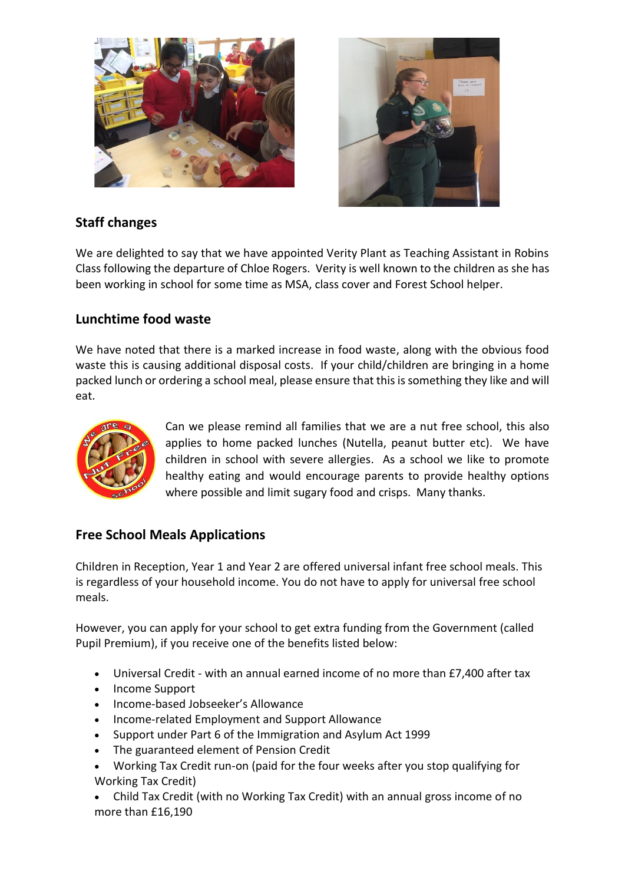## Staff changes

We are delighted to say that we have appointed Verity Plant as Teaching Assistant in Robins Class following the departure of Chloe Rogers. Verity is well known to the children as she has been working in school for some time as MSA, class cover and Forest School helper.

## Lunchtime food waste

We have noted that there is a marked increase in food waste, along with the obvious food waste this is causing additional disposal costs. If your child/children are bringing in a home packed lunch or ordering a school meal, please ensure that this is something they like and will eat.

Can we please remind all families that we are a nut free school, this also applies to home packed lunches (Nutella, peanut butter etc). We have children in school with severe allergies. As a school we like to promote healthy eating and would encourage parents to provide healthy options where possible and limit sugary food and crisps. Many thanks.

## Free School Meals Applications

Children in Reception, Year 1 and Year 2 are offered universal infant free school meals. This is regardless of your household income. You do not have to apply for universal free school meals.

However, you can apply for your school to get extra funding from the Government (called Pupil Premium), if you receive one of the benefits listed below:

- Universal Credit - with an annual earned income of no more than £7,400 after tax
- Income Support
- Income-based Jobseeker's Allowance
- Income-related Employment and Support Allowance
- Support under Part 6 of the Immigration and Asylum Act 1999
- The guaranteed element of Pension Credit
- Working Tax Credit run-on (paid for the four weeks after you stop qualifying for Working Tax Credit)
- Child Tax Credit (with no Working Tax Credit) with an annual gross income of no more than £16,190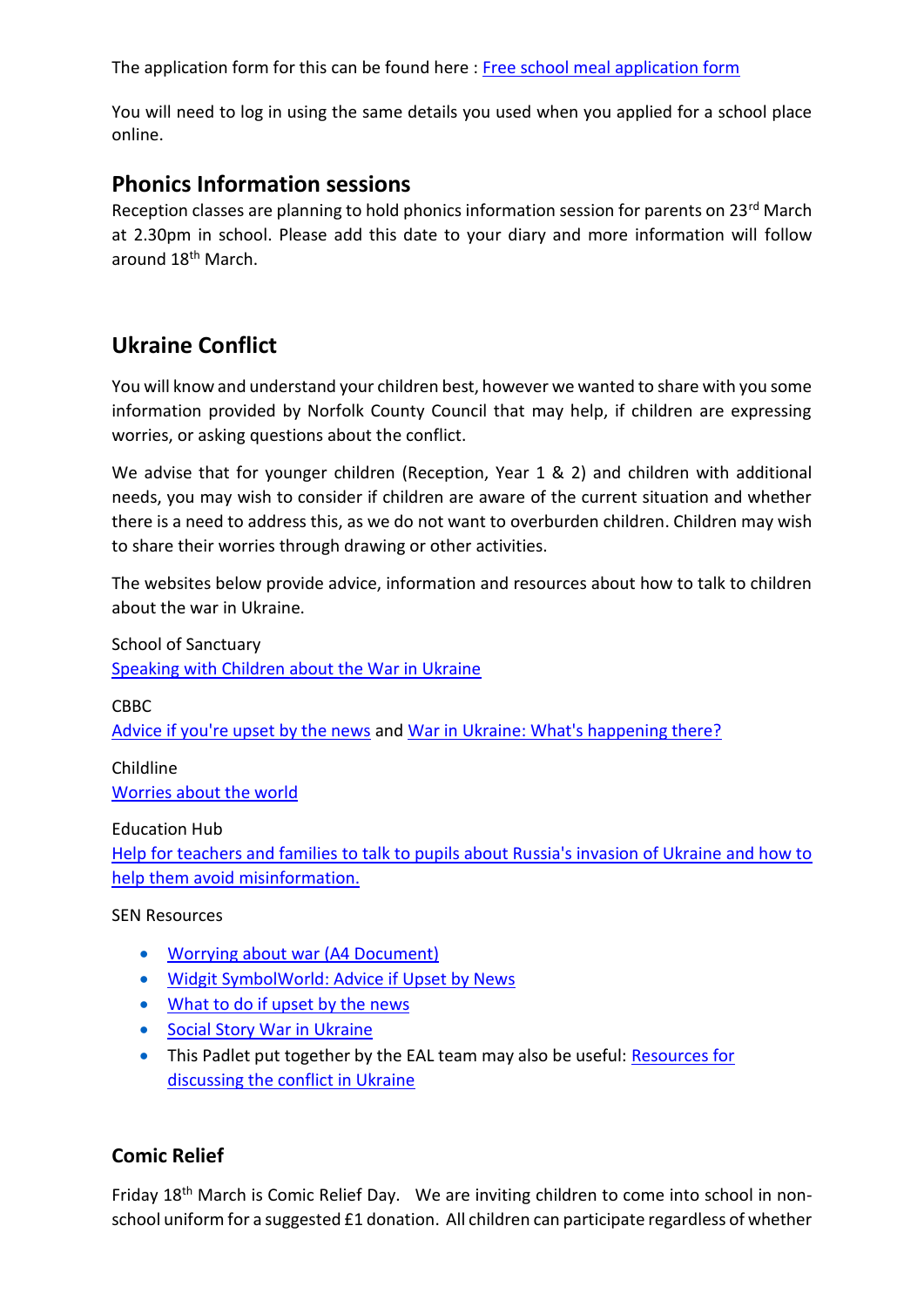The application form for this can be found here : [Free school meal application form]

You will need to log in using the same details you used when you applied for a school place online.

## Phonics Information sessions

Reception classes are planning to hold phonics information session for parents on 23rd March at 2.30pm in school. Please add this date to your diary and more information will follow around 18th March.

## Ukraine Conflict

You will know and understand your children best, however we wanted to share with you some information provided by Norfolk County Council that may help, if children are expressing worries, or asking questions about the conflict.

We advise that for younger children (Reception, Year 1 & 2) and children with additional needs, you may wish to consider if children are aware of the current situation and whether there is a need to address this, as we do not want to overburden children. Children may wish to share their worries through drawing or other activities.

The websites below provide advice, information and resources about how to talk to children about the war in Ukraine.

School of Sanctuary
[Speaking with Children about the War in Ukraine]

CBBC
[Advice if you're upset by the news] and [War in Ukraine: What's happening there?]

Childline
[Worries about the world]

Education Hub
[Help for teachers and families to talk to pupils about Russia's invasion of Ukraine and how to help them avoid misinformation.]

SEN Resources

- [Worrying about war (A4 Document)]
- [Widgit SymbolWorld: Advice if Upset by News]
- [What to do if upset by the news]
- [Social Story War in Ukraine]
- This Padlet put together by the EAL team may also be useful: [Resources for discussing the conflict in Ukraine]

## Comic Relief

Friday 18th March is Comic Relief Day. We are inviting children to come into school in non-school uniform for a suggested £1 donation. All children can participate regardless of whether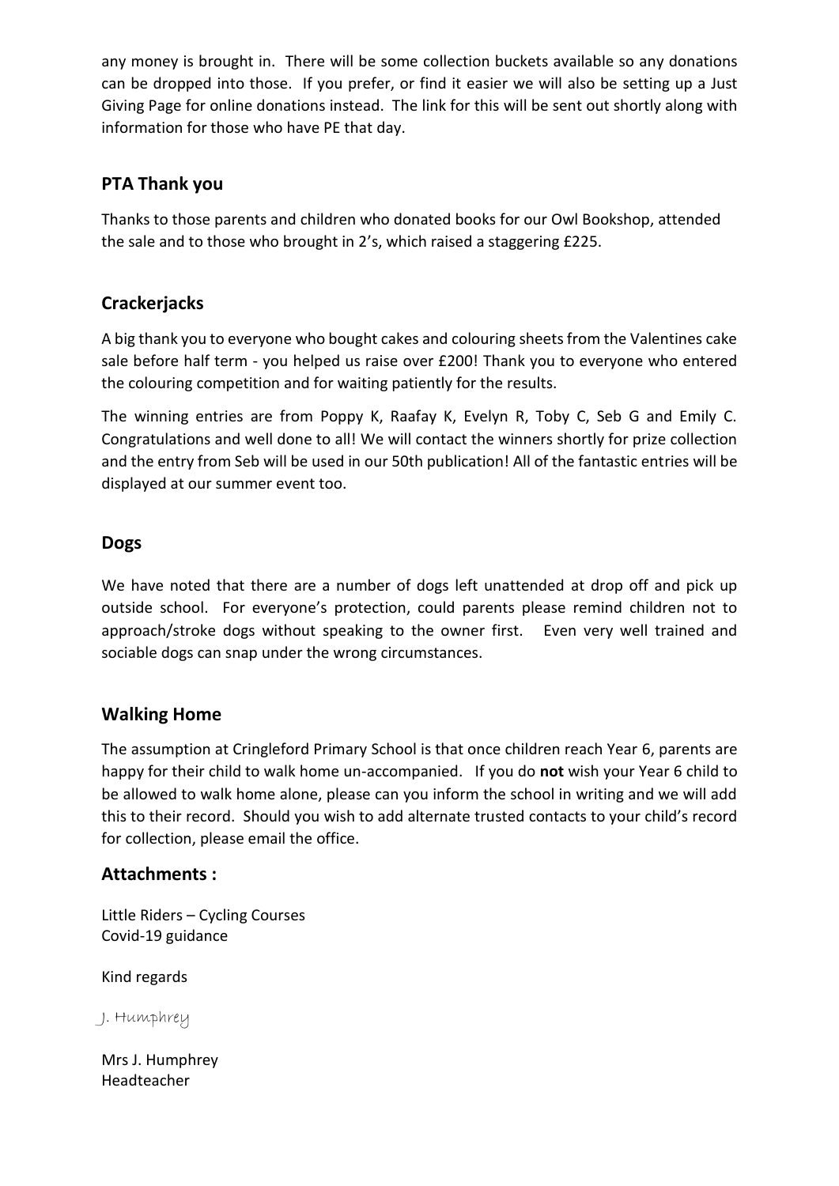any money is brought in. There will be some collection buckets available so any donations can be dropped into those. If you prefer, or find it easier we will also be setting up a Just Giving Page for online donations instead. The link for this will be sent out shortly along with information for those who have PE that day.

## PTA Thank you

Thanks to those parents and children who donated books for our Owl Bookshop, attended the sale and to those who brought in 2's, which raised a staggering £225.

## Crackerjacks

A big thank you to everyone who bought cakes and colouring sheets from the Valentines cake sale before half term - you helped us raise over £200! Thank you to everyone who entered the colouring competition and for waiting patiently for the results.

The winning entries are from Poppy K, Raafay K, Evelyn R, Toby C, Seb G and Emily C. Congratulations and well done to all! We will contact the winners shortly for prize collection and the entry from Seb will be used in our 50th publication! All of the fantastic entries will be displayed at our summer event too.

## Dogs

We have noted that there are a number of dogs left unattended at drop off and pick up outside school. For everyone's protection, could parents please remind children not to approach/stroke dogs without speaking to the owner first. Even very well trained and sociable dogs can snap under the wrong circumstances.

## Walking Home

The assumption at Cringleford Primary School is that once children reach Year 6, parents are happy for their child to walk home un-accompanied. If you do **not** wish your Year 6 child to be allowed to walk home alone, please can you inform the school in writing and we will add this to their record. Should you wish to add alternate trusted contacts to your child's record for collection, please email the office.

## Attachments :

Little Riders – Cycling Courses
Covid-19 guidance

Kind regards

J. Humphrey

Mrs J. Humphrey
Headteacher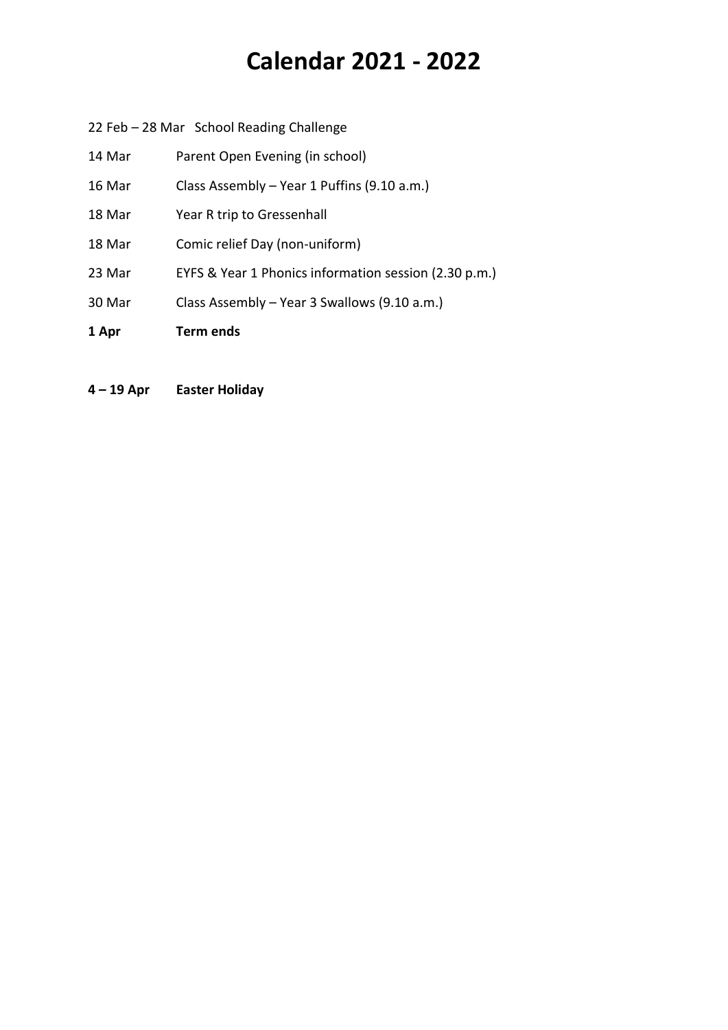# Calendar 2021 - 2022

22 Feb – 28 Mar School Reading Challenge

14 Mar Parent Open Evening (in school)

16 Mar Class Assembly – Year 1 Puffins (9.10 a.m.)

18 Mar Year R trip to Gressenhall

18 Mar Comic relief Day (non-uniform)

23 Mar EYFS & Year 1 Phonics information session (2.30 p.m.)

30 Mar Class Assembly – Year 3 Swallows (9.10 a.m.)

**1 Apr Term ends**

**4 – 19 Apr Easter Holiday**